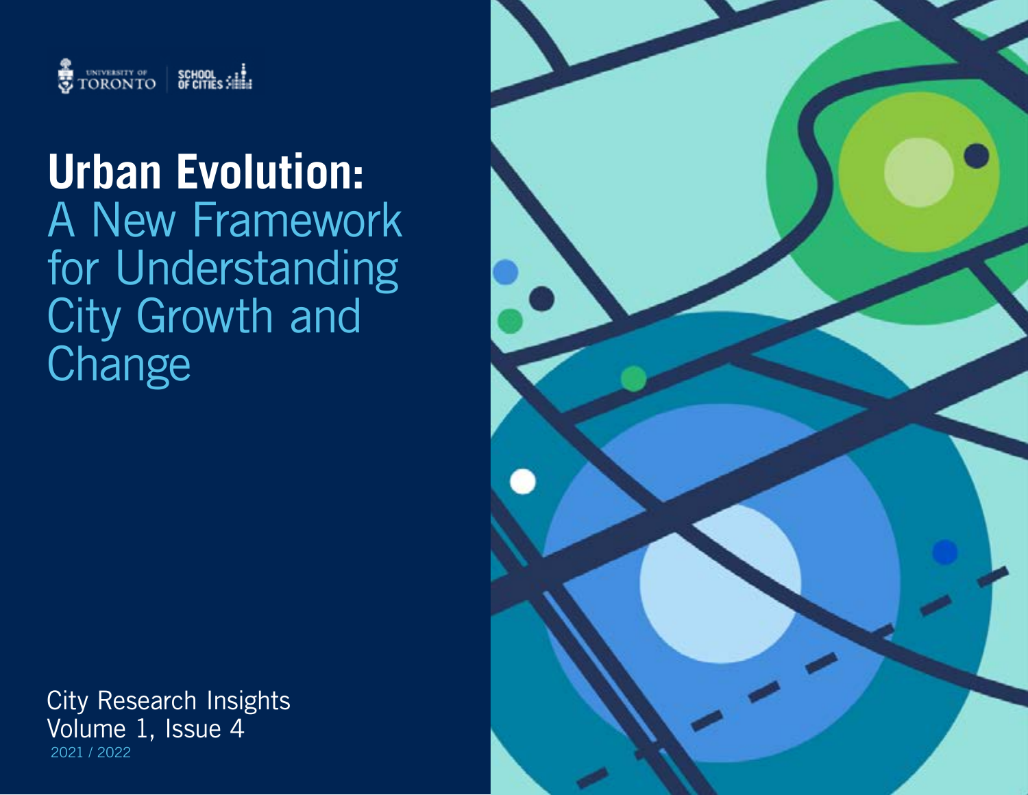UNIVERSITY OF TORONTO | SCHOOL OF CITIES

# Urban Evolution: A New Framework for Understanding City Growth and Change

City Research Insights
Volume 1, Issue 4
2021 / 2022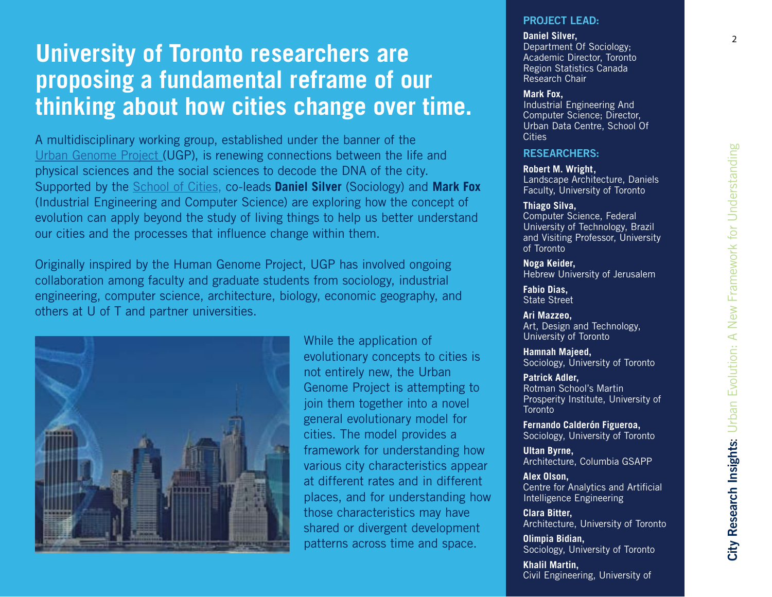# University of Toronto researchers are proposing a fundamental reframe of our thinking about how cities change over time.

A multidisciplinary working group, established under the banner of the Urban Genome Project (UGP), is renewing connections between the life and physical sciences and the social sciences to decode the DNA of the city. Supported by the School of Cities, co-leads **Daniel Silver** (Sociology) and **Mark Fox** (Industrial Engineering and Computer Science) are exploring how the concept of evolution can apply beyond the study of living things to help us better understand our cities and the processes that influence change within them.

Originally inspired by the Human Genome Project, UGP has involved ongoing collaboration among faculty and graduate students from sociology, industrial engineering, computer science, architecture, biology, economic geography, and others at U of T and partner universities.

While the application of evolutionary concepts to cities is not entirely new, the Urban Genome Project is attempting to join them together into a novel general evolutionary model for cities. The model provides a framework for understanding how various city characteristics appear at different rates and in different places, and for understanding how those characteristics may have shared or divergent development patterns across time and space.

## PROJECT LEAD:

**Daniel Silver,**
Department Of Sociology; Academic Director, Toronto Region Statistics Canada Research Chair

**Mark Fox,**
Industrial Engineering And Computer Science; Director, Urban Data Centre, School Of Cities

## RESEARCHERS:

**Robert M. Wright,**
Landscape Architecture, Daniels Faculty, University of Toronto

**Thiago Silva,**
Computer Science, Federal University of Technology, Brazil and Visiting Professor, University of Toronto

**Noga Keider,**
Hebrew University of Jerusalem

**Fabio Dias,**
State Street

**Ari Mazzeo,**
Art, Design and Technology, University of Toronto

**Hamnah Majeed,**
Sociology, University of Toronto

**Patrick Adler,**
Rotman School's Martin Prosperity Institute, University of Toronto

**Fernando Calderón Figueroa,**
Sociology, University of Toronto

**Ultan Byrne,**
Architecture, Columbia GSAPP

**Alex Olson,**
Centre for Analytics and Artificial Intelligence Engineering

**Clara Bitter,**
Architecture, University of Toronto

**Olimpia Bidian,**
Sociology, University of Toronto

**Khalil Martin,**
Civil Engineering, University of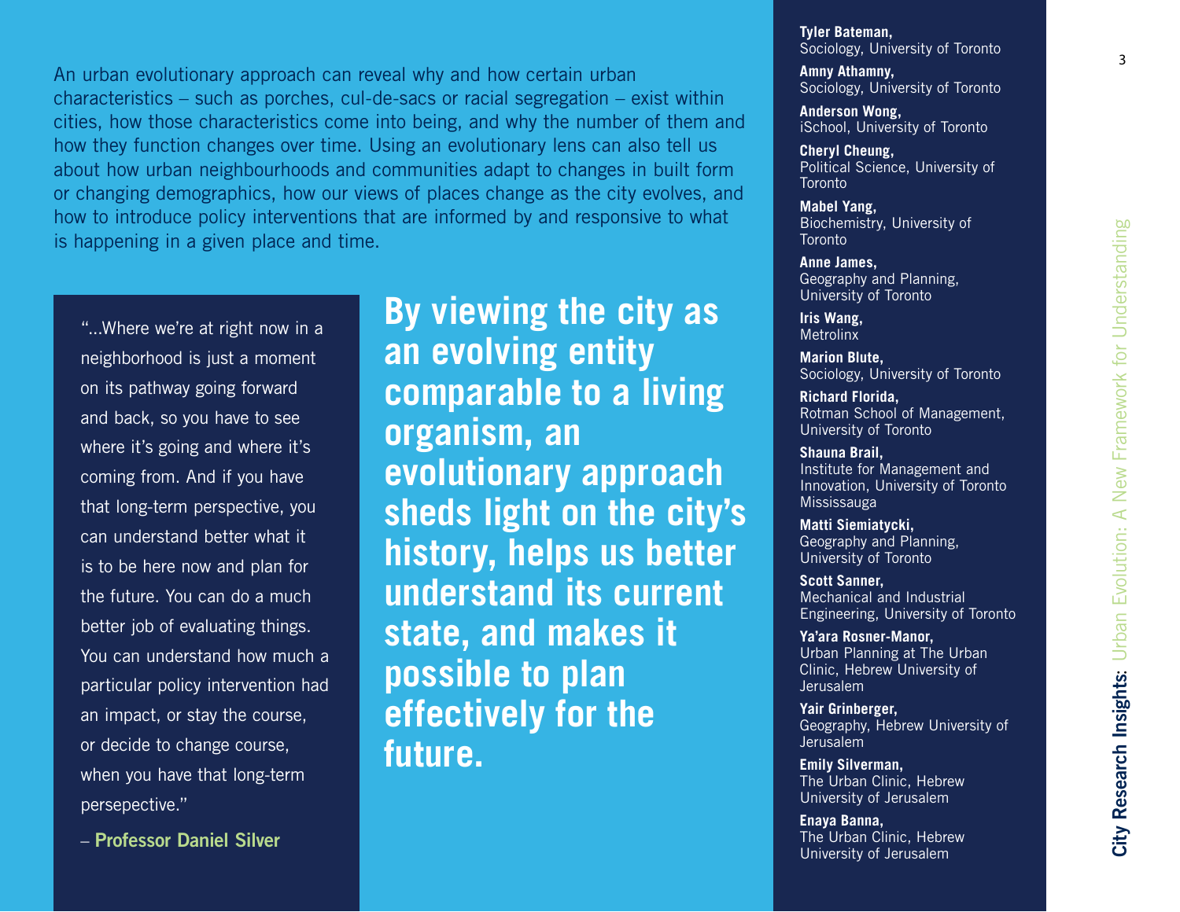An urban evolutionary approach can reveal why and how certain urban characteristics – such as porches, cul-de-sacs or racial segregation – exist within cities, how those characteristics come into being, and why the number of them and how they function changes over time. Using an evolutionary lens can also tell us about how urban neighbourhoods and communities adapt to changes in built form or changing demographics, how our views of places change as the city evolves, and how to introduce policy interventions that are informed by and responsive to what is happening in a given place and time.

> "...Where we're at right now in a neighborhood is just a moment on its pathway going forward and back, so you have to see where it's going and where it's coming from. And if you have that long-term perspective, you can understand better what it is to be here now and plan for the future. You can do a much better job of evaluating things. You can understand how much a particular policy intervention had an impact, or stay the course, or decide to change course, when you have that long-term persepective."
>
> – **Professor Daniel Silver**

**By viewing the city as an evolving entity comparable to a living organism, an evolutionary approach sheds light on the city's history, helps us better understand its current state, and makes it possible to plan effectively for the future.**

**Tyler Bateman,** Sociology, University of Toronto

**Amny Athamny,** Sociology, University of Toronto

**Anderson Wong,** iSchool, University of Toronto

**Cheryl Cheung,** Political Science, University of Toronto

**Mabel Yang,** Biochemistry, University of Toronto

**Anne James,** Geography and Planning, University of Toronto

**Iris Wang,** Metrolinx

**Marion Blute,** Sociology, University of Toronto

**Richard Florida,** Rotman School of Management, University of Toronto

**Shauna Brail,** Institute for Management and Innovation, University of Toronto Mississauga

**Matti Siemiatycki,** Geography and Planning, University of Toronto

**Scott Sanner,** Mechanical and Industrial Engineering, University of Toronto

**Ya'ara Rosner-Manor,** Urban Planning at The Urban Clinic, Hebrew University of Jerusalem

**Yair Grinberger,** Geography, Hebrew University of Jerusalem

**Emily Silverman,** The Urban Clinic, Hebrew University of Jerusalem

**Enaya Banna,** The Urban Clinic, Hebrew University of Jerusalem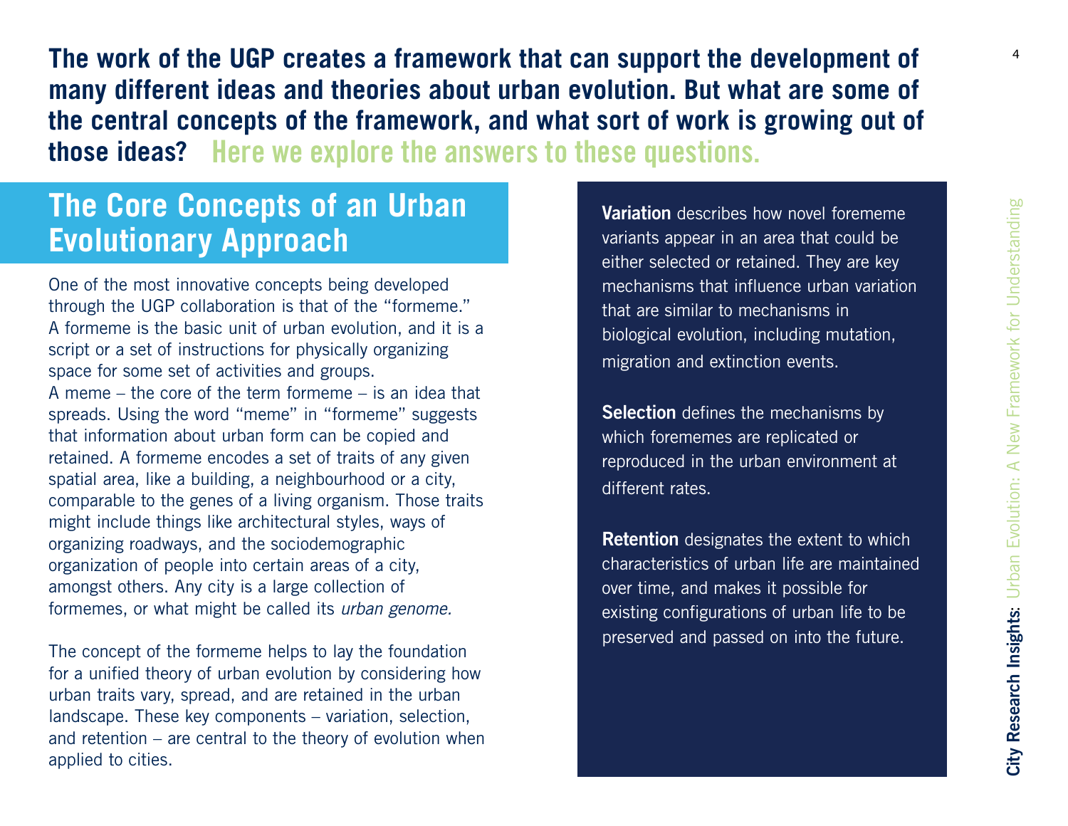**The work of the UGP creates a framework that can support the development of many different ideas and theories about urban evolution. But what are some of the central concepts of the framework, and what sort of work is growing out of those ideas?** Here we explore the answers to these questions.

## The Core Concepts of an Urban Evolutionary Approach

One of the most innovative concepts being developed through the UGP collaboration is that of the "formeme." A formeme is the basic unit of urban evolution, and it is a script or a set of instructions for physically organizing space for some set of activities and groups. A meme – the core of the term formeme – is an idea that spreads. Using the word "meme" in "formeme" suggests that information about urban form can be copied and retained. A formeme encodes a set of traits of any given spatial area, like a building, a neighbourhood or a city, comparable to the genes of a living organism. Those traits might include things like architectural styles, ways of organizing roadways, and the sociodemographic organization of people into certain areas of a city, amongst others. Any city is a large collection of formemes, or what might be called its *urban genome.*

The concept of the formeme helps to lay the foundation for a unified theory of urban evolution by considering how urban traits vary, spread, and are retained in the urban landscape. These key components – variation, selection, and retention – are central to the theory of evolution when applied to cities.

**Variation** describes how novel forememe variants appear in an area that could be either selected or retained. They are key mechanisms that influence urban variation that are similar to mechanisms in biological evolution, including mutation, migration and extinction events.

**Selection** defines the mechanisms by which forememes are replicated or reproduced in the urban environment at different rates.

**Retention** designates the extent to which characteristics of urban life are maintained over time, and makes it possible for existing configurations of urban life to be preserved and passed on into the future.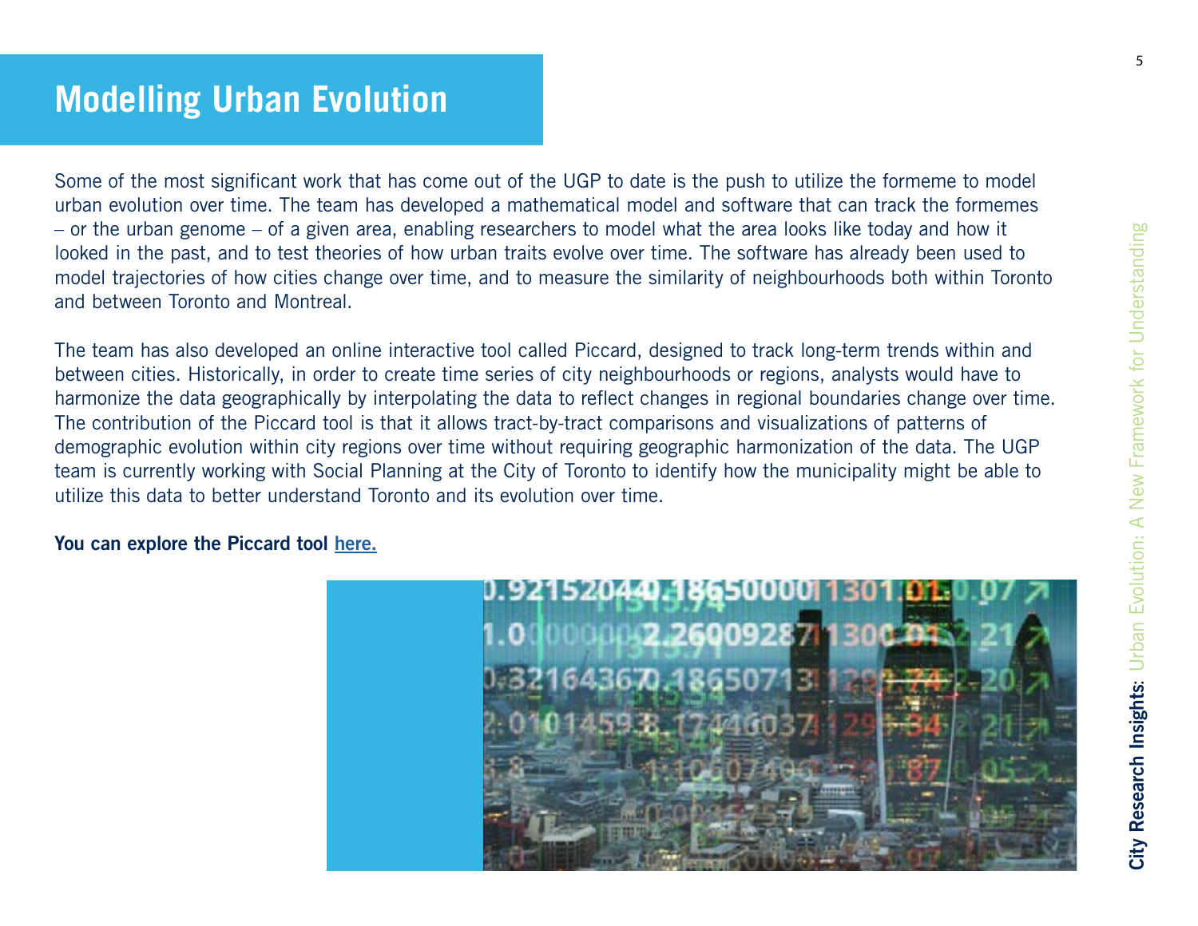# Modelling Urban Evolution

Some of the most significant work that has come out of the UGP to date is the push to utilize the formeme to model urban evolution over time. The team has developed a mathematical model and software that can track the formemes – or the urban genome – of a given area, enabling researchers to model what the area looks like today and how it looked in the past, and to test theories of how urban traits evolve over time. The software has already been used to model trajectories of how cities change over time, and to measure the similarity of neighbourhoods both within Toronto and between Toronto and Montreal.

The team has also developed an online interactive tool called Piccard, designed to track long-term trends within and between cities. Historically, in order to create time series of city neighbourhoods or regions, analysts would have to harmonize the data geographically by interpolating the data to reflect changes in regional boundaries change over time. The contribution of the Piccard tool is that it allows tract-by-tract comparisons and visualizations of patterns of demographic evolution within city regions over time without requiring geographic harmonization of the data. The UGP team is currently working with Social Planning at the City of Toronto to identify how the municipality might be able to utilize this data to better understand Toronto and its evolution over time.

**You can explore the Piccard tool here.**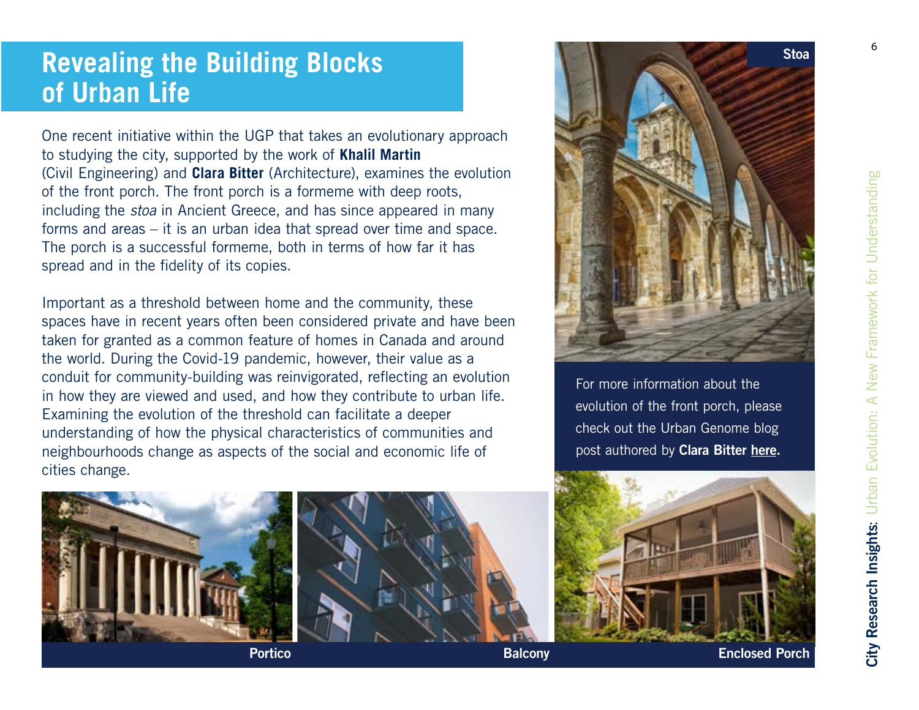# Revealing the Building Blocks of Urban Life

One recent initiative within the UGP that takes an evolutionary approach to studying the city, supported by the work of **Khalil Martin** (Civil Engineering) and **Clara Bitter** (Architecture), examines the evolution of the front porch. The front porch is a formeme with deep roots, including the *stoa* in Ancient Greece, and has since appeared in many forms and areas – it is an urban idea that spread over time and space. The porch is a successful formeme, both in terms of how far it has spread and in the fidelity of its copies.

Important as a threshold between home and the community, these spaces have in recent years often been considered private and have been taken for granted as a common feature of homes in Canada and around the world. During the Covid-19 pandemic, however, their value as a conduit for community-building was reinvigorated, reflecting an evolution in how they are viewed and used, and how they contribute to urban life. Examining the evolution of the threshold can facilitate a deeper understanding of how the physical characteristics of communities and neighbourhoods change as aspects of the social and economic life of cities change.

Stoa

For more information about the evolution of the front porch, please check out the Urban Genome blog post authored by **Clara Bitter** **here**.

Portico

Balcony

Enclosed Porch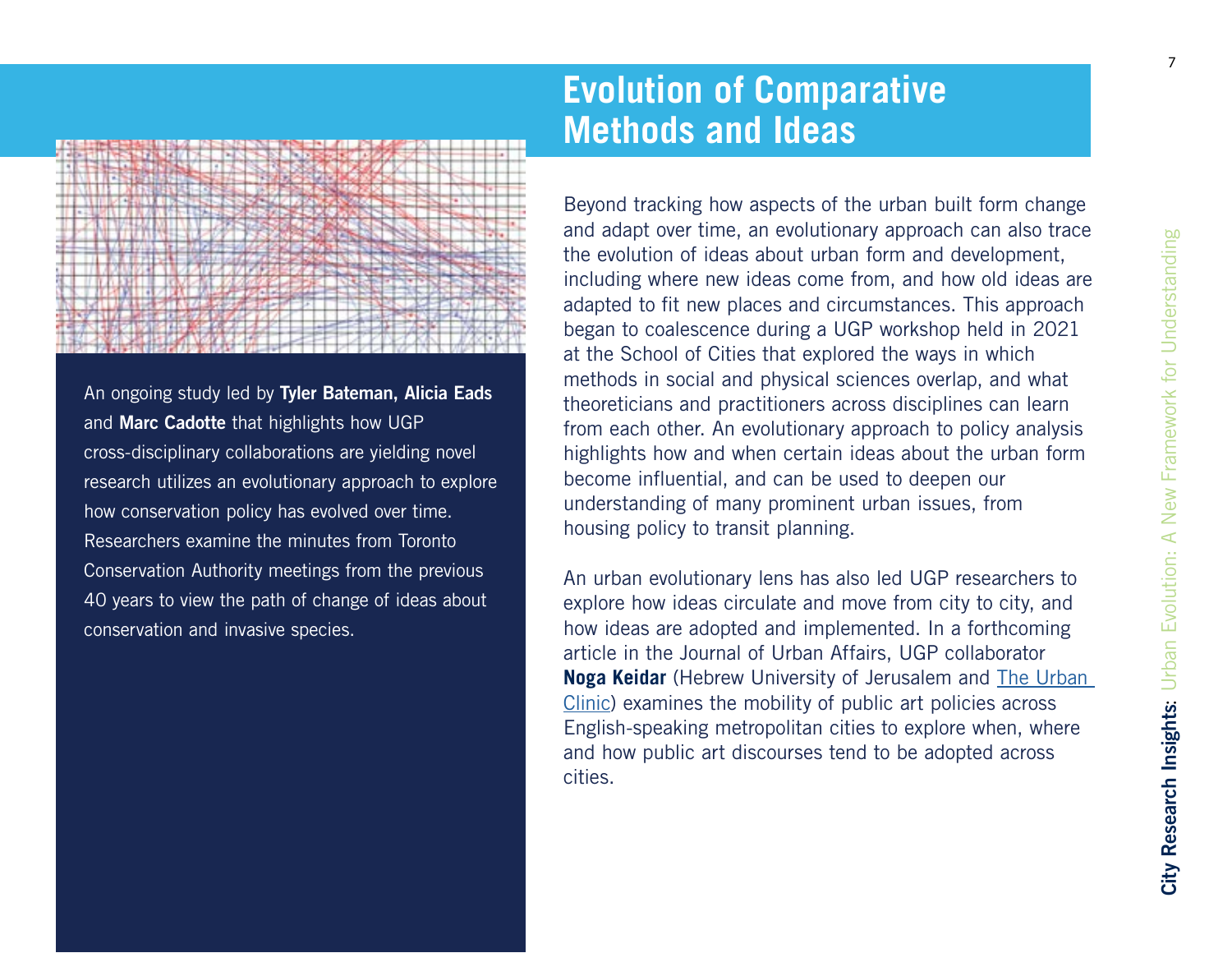# Evolution of Comparative Methods and Ideas

An ongoing study led by **Tyler Bateman, Alicia Eads** and **Marc Cadotte** that highlights how UGP cross-disciplinary collaborations are yielding novel research utilizes an evolutionary approach to explore how conservation policy has evolved over time. Researchers examine the minutes from Toronto Conservation Authority meetings from the previous 40 years to view the path of change of ideas about conservation and invasive species.

Beyond tracking how aspects of the urban built form change and adapt over time, an evolutionary approach can also trace the evolution of ideas about urban form and development, including where new ideas come from, and how old ideas are adapted to fit new places and circumstances. This approach began to coalescence during a UGP workshop held in 2021 at the School of Cities that explored the ways in which methods in social and physical sciences overlap, and what theoreticians and practitioners across disciplines can learn from each other. An evolutionary approach to policy analysis highlights how and when certain ideas about the urban form become influential, and can be used to deepen our understanding of many prominent urban issues, from housing policy to transit planning.

An urban evolutionary lens has also led UGP researchers to explore how ideas circulate and move from city to city, and how ideas are adopted and implemented. In a forthcoming article in the Journal of Urban Affairs, UGP collaborator **Noga Keidar** (Hebrew University of Jerusalem and The Urban Clinic) examines the mobility of public art policies across English-speaking metropolitan cities to explore when, where and how public art discourses tend to be adopted across cities.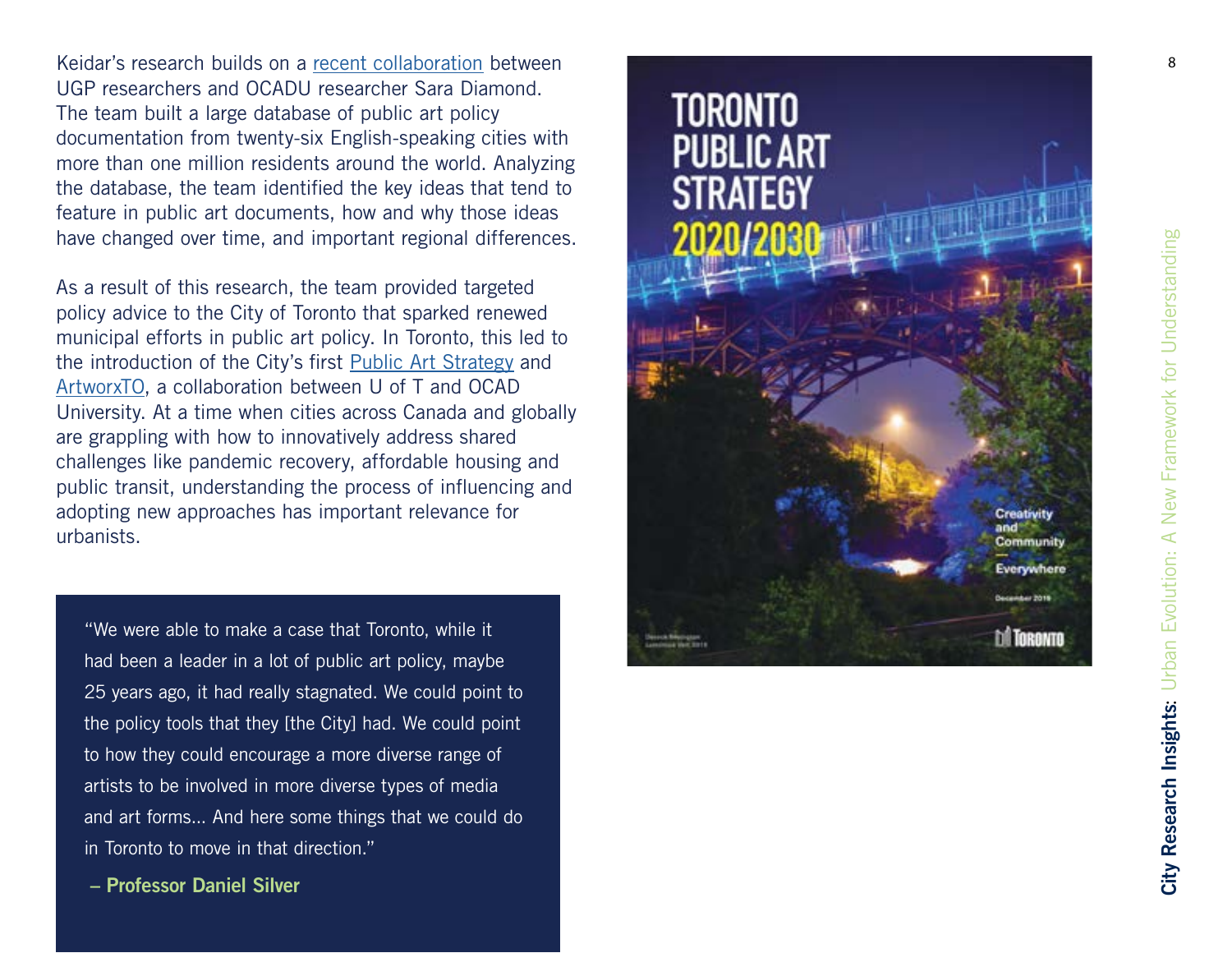Keidar's research builds on a recent collaboration between UGP researchers and OCADU researcher Sara Diamond. The team built a large database of public art policy documentation from twenty-six English-speaking cities with more than one million residents around the world. Analyzing the database, the team identified the key ideas that tend to feature in public art documents, how and why those ideas have changed over time, and important regional differences.

As a result of this research, the team provided targeted policy advice to the City of Toronto that sparked renewed municipal efforts in public art policy. In Toronto, this led to the introduction of the City's first Public Art Strategy and ArtworxTO, a collaboration between U of T and OCAD University. At a time when cities across Canada and globally are grappling with how to innovatively address shared challenges like pandemic recovery, affordable housing and public transit, understanding the process of influencing and adopting new approaches has important relevance for urbanists.

> "We were able to make a case that Toronto, while it had been a leader in a lot of public art policy, maybe 25 years ago, it had really stagnated. We could point to the policy tools that they [the City] had. We could point to how they could encourage a more diverse range of artists to be involved in more diverse types of media and art forms... And here some things that we could do in Toronto to move in that direction."
>
> **– Professor Daniel Silver**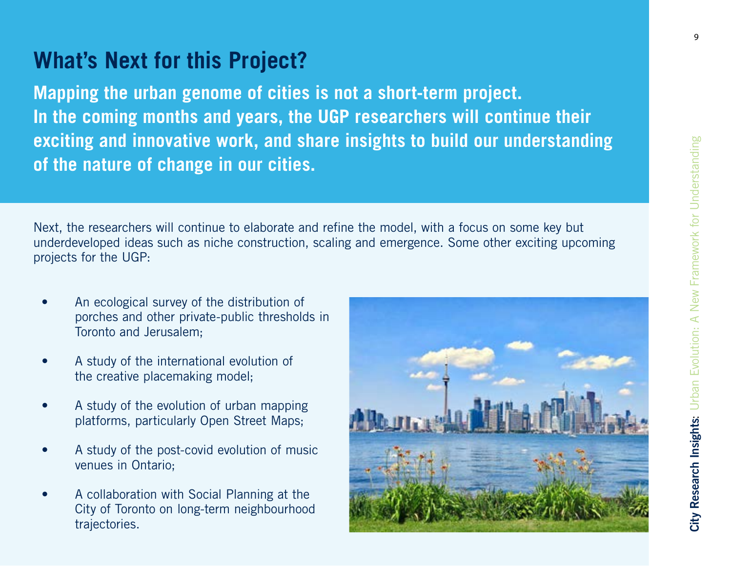## What's Next for this Project?

**Mapping the urban genome of cities is not a short-term project. In the coming months and years, the UGP researchers will continue their exciting and innovative work, and share insights to build our understanding of the nature of change in our cities.**

Next, the researchers will continue to elaborate and refine the model, with a focus on some key but underdeveloped ideas such as niche construction, scaling and emergence. Some other exciting upcoming projects for the UGP:

- An ecological survey of the distribution of porches and other private-public thresholds in Toronto and Jerusalem;
- A study of the international evolution of the creative placemaking model;
- A study of the evolution of urban mapping platforms, particularly Open Street Maps;
- A study of the post-covid evolution of music venues in Ontario;
- A collaboration with Social Planning at the City of Toronto on long-term neighbourhood trajectories.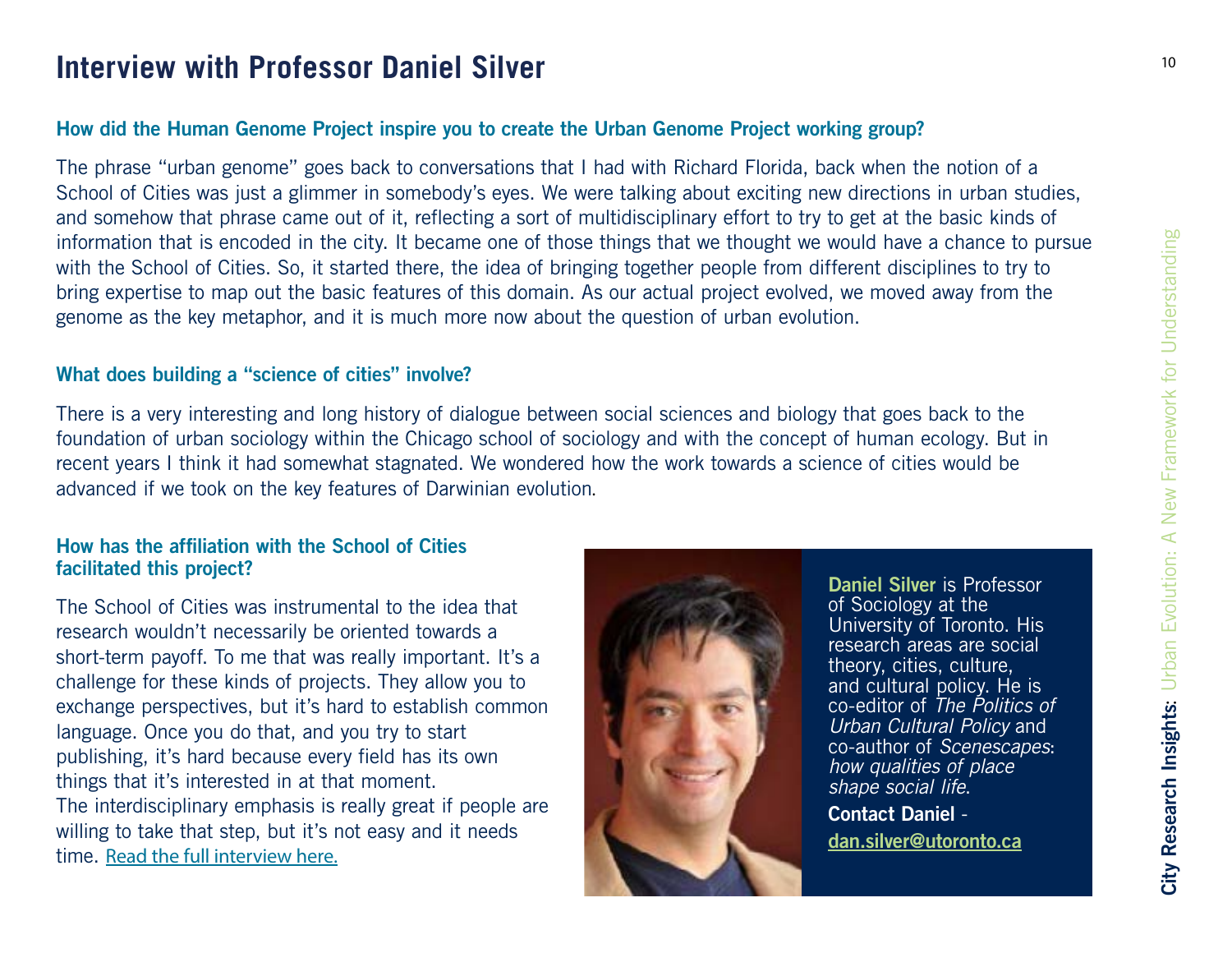# Interview with Professor Daniel Silver

### How did the Human Genome Project inspire you to create the Urban Genome Project working group?

The phrase "urban genome" goes back to conversations that I had with Richard Florida, back when the notion of a School of Cities was just a glimmer in somebody's eyes. We were talking about exciting new directions in urban studies, and somehow that phrase came out of it, reflecting a sort of multidisciplinary effort to try to get at the basic kinds of information that is encoded in the city. It became one of those things that we thought we would have a chance to pursue with the School of Cities. So, it started there, the idea of bringing together people from different disciplines to try to bring expertise to map out the basic features of this domain. As our actual project evolved, we moved away from the genome as the key metaphor, and it is much more now about the question of urban evolution.

### What does building a "science of cities" involve?

There is a very interesting and long history of dialogue between social sciences and biology that goes back to the foundation of urban sociology within the Chicago school of sociology and with the concept of human ecology. But in recent years I think it had somewhat stagnated. We wondered how the work towards a science of cities would be advanced if we took on the key features of Darwinian evolution.

### How has the affiliation with the School of Cities facilitated this project?

The School of Cities was instrumental to the idea that research wouldn't necessarily be oriented towards a short-term payoff. To me that was really important. It's a challenge for these kinds of projects. They allow you to exchange perspectives, but it's hard to establish common language. Once you do that, and you try to start publishing, it's hard because every field has its own things that it's interested in at that moment.
The interdisciplinary emphasis is really great if people are willing to take that step, but it's not easy and it needs time. [Read the full interview here.]

**Daniel Silver** is Professor of Sociology at the University of Toronto. His research areas are social theory, cities, culture, and cultural policy. He is co-editor of *The Politics of Urban Cultural Policy* and co-author of *Scenescapes: how qualities of place shape social life*.

**Contact Daniel** - **dan.silver@utoronto.ca**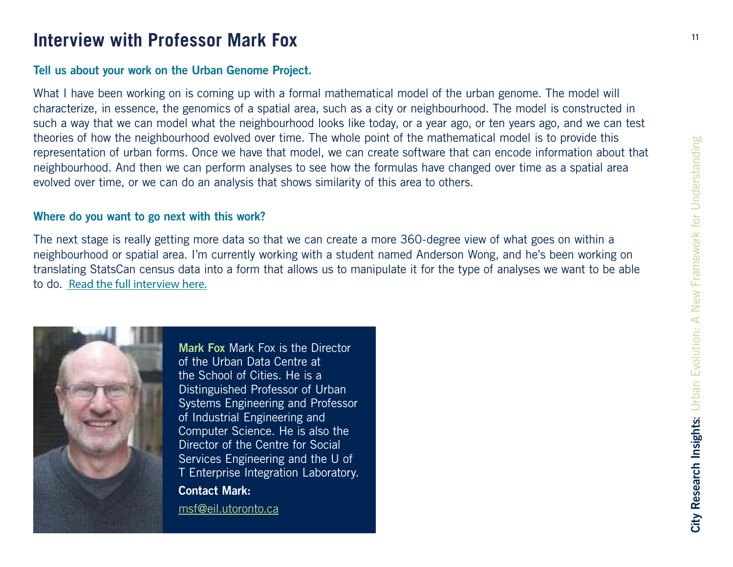# Interview with Professor Mark Fox

### Tell us about your work on the Urban Genome Project.

What I have been working on is coming up with a formal mathematical model of the urban genome. The model will characterize, in essence, the genomics of a spatial area, such as a city or neighbourhood. The model is constructed in such a way that we can model what the neighbourhood looks like today, or a year ago, or ten years ago, and we can test theories of how the neighbourhood evolved over time. The whole point of the mathematical model is to provide this representation of urban forms. Once we have that model, we can create software that can encode information about that neighbourhood. And then we can perform analyses to see how the formulas have changed over time as a spatial area evolved over time, or we can do an analysis that shows similarity of this area to others.

### Where do you want to go next with this work?

The next stage is really getting more data so that we can create a more 360-degree view of what goes on within a neighbourhood or spatial area. I'm currently working with a student named Anderson Wong, and he's been working on translating StatsCan census data into a form that allows us to manipulate it for the type of analyses we want to be able to do. Read the full interview here.

**Mark Fox** Mark Fox is the Director of the Urban Data Centre at the School of Cities. He is a Distinguished Professor of Urban Systems Engineering and Professor of Industrial Engineering and Computer Science. He is also the Director of the Centre for Social Services Engineering and the U of T Enterprise Integration Laboratory.

**Contact Mark:**

msf@eil.utoronto.ca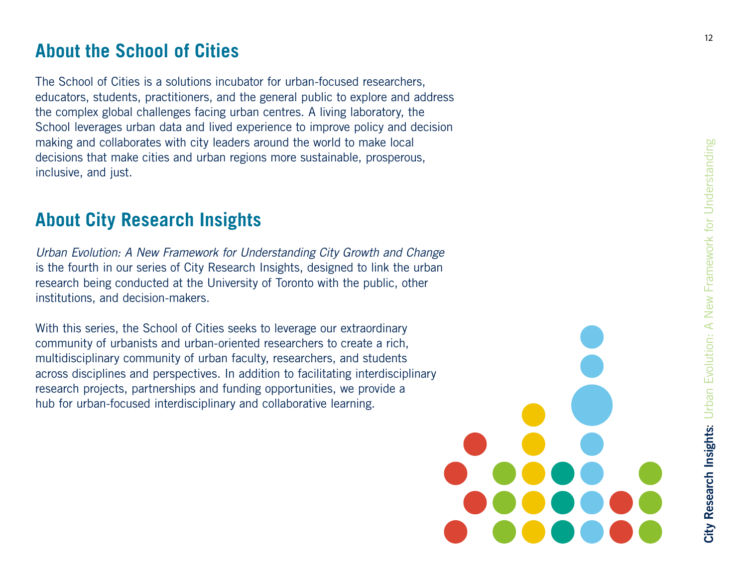## About the School of Cities

The School of Cities is a solutions incubator for urban-focused researchers, educators, students, practitioners, and the general public to explore and address the complex global challenges facing urban centres. A living laboratory, the School leverages urban data and lived experience to improve policy and decision making and collaborates with city leaders around the world to make local decisions that make cities and urban regions more sustainable, prosperous, inclusive, and just.

## About City Research Insights

*Urban Evolution: A New Framework for Understanding City Growth and Change* is the fourth in our series of City Research Insights, designed to link the urban research being conducted at the University of Toronto with the public, other institutions, and decision-makers.

With this series, the School of Cities seeks to leverage our extraordinary community of urbanists and urban-oriented researchers to create a rich, multidisciplinary community of urban faculty, researchers, and students across disciplines and perspectives. In addition to facilitating interdisciplinary research projects, partnerships and funding opportunities, we provide a hub for urban-focused interdisciplinary and collaborative learning.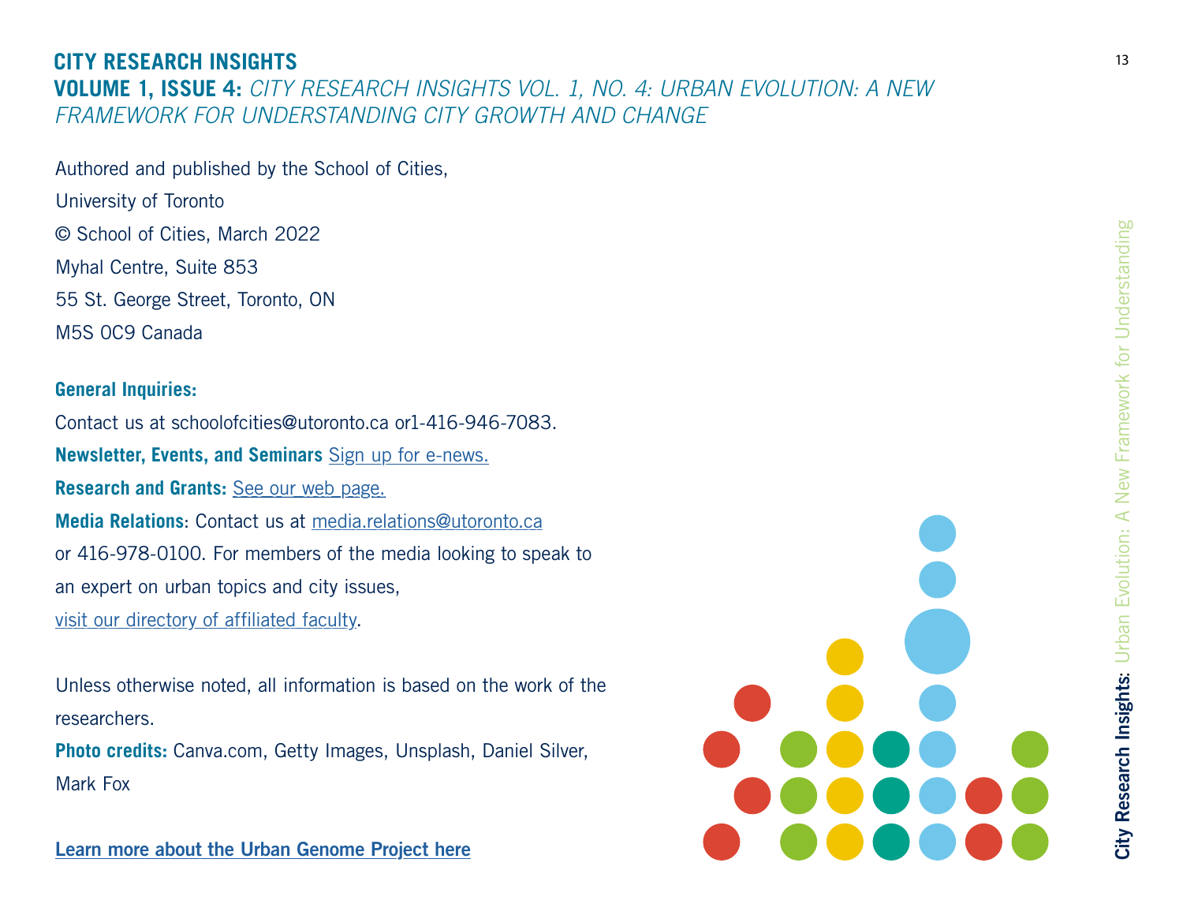## CITY RESEARCH INSIGHTS

**VOLUME 1, ISSUE 4:** *CITY RESEARCH INSIGHTS VOL. 1, NO. 4: URBAN EVOLUTION: A NEW FRAMEWORK FOR UNDERSTANDING CITY GROWTH AND CHANGE*

Authored and published by the School of Cities,
University of Toronto
© School of Cities, March 2022
Myhal Centre, Suite 853
55 St. George Street, Toronto, ON
M5S 0C9 Canada

**General Inquiries:**
Contact us at schoolofcities@utoronto.ca or1-416-946-7083.
**Newsletter, Events, and Seminars** Sign up for e-news.
**Research and Grants:** See our web page.
**Media Relations**: Contact us at media.relations@utoronto.ca
or 416-978-0100. For members of the media looking to speak to an expert on urban topics and city issues,
visit our directory of affiliated faculty.

Unless otherwise noted, all information is based on the work of the researchers.
**Photo credits:** Canva.com, Getty Images, Unsplash, Daniel Silver, Mark Fox

**Learn more about the Urban Genome Project here**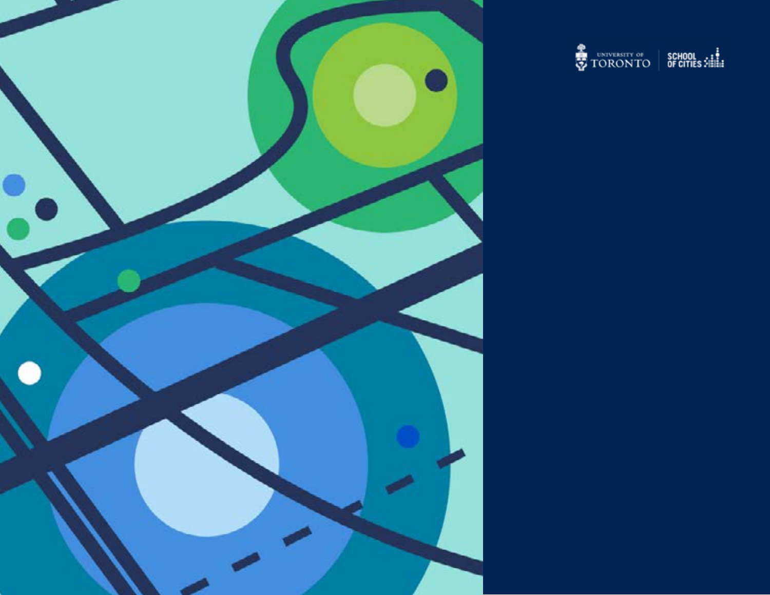UNIVERSITY OF TORONTO | SCHOOL OF CITIES